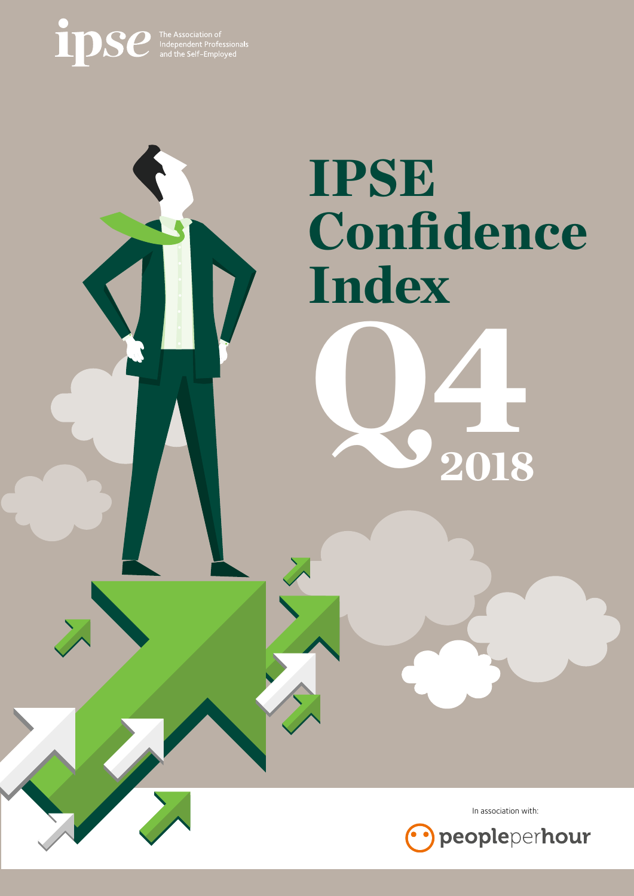ipse The Association of Independent Professionals and the Self-Employed

# IPSE Confidence Index

# Q4 2018

In association with:

peopleperhour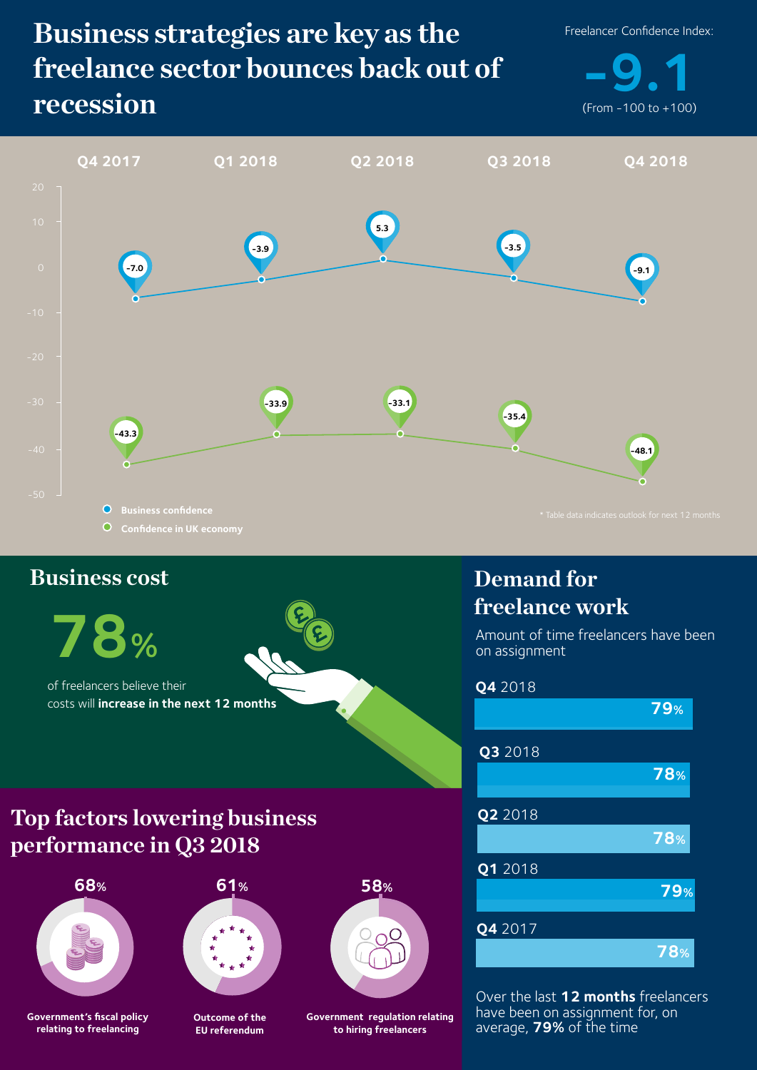# Business strategies are key as the freelance sector bounces back out of recession

Freelancer Confidence Index:

**-9.1**

(From -100 to +100)

| | Q4 2017 | Q1 2018 | Q2 2018 | Q3 2018 | Q4 2018 |
|---|---|---|---|---|---|
| Business confidence | -7.0 | -3.9 | 5.3 | -3.5 | -9.1 |
| Confidence in UK economy | -43.3 | -33.9 | -33.1 | -35.4 | -48.1 |

\* Table data indicates outlook for next 12 months

## Business cost

**78%**

of freelancers believe their costs will **increase in the next 12 months**

## Demand for freelance work

Amount of time freelancers have been on assignment

| Quarter | Time on assignment |
|---|---|
| **Q4** 2018 | **79%** |
| **Q3** 2018 | **78%** |
| **Q2** 2018 | **78%** |
| **Q1** 2018 | **79%** |
| **Q4** 2017 | **78%** |

Over the last **12 months** freelancers have been on assignment for, on average, **79%** of the time

## Top factors lowering business performance in Q3 2018

- **68%** Government's fiscal policy relating to freelancing
- **61%** Outcome of the EU referendum
- **58%** Government regulation relating to hiring freelancers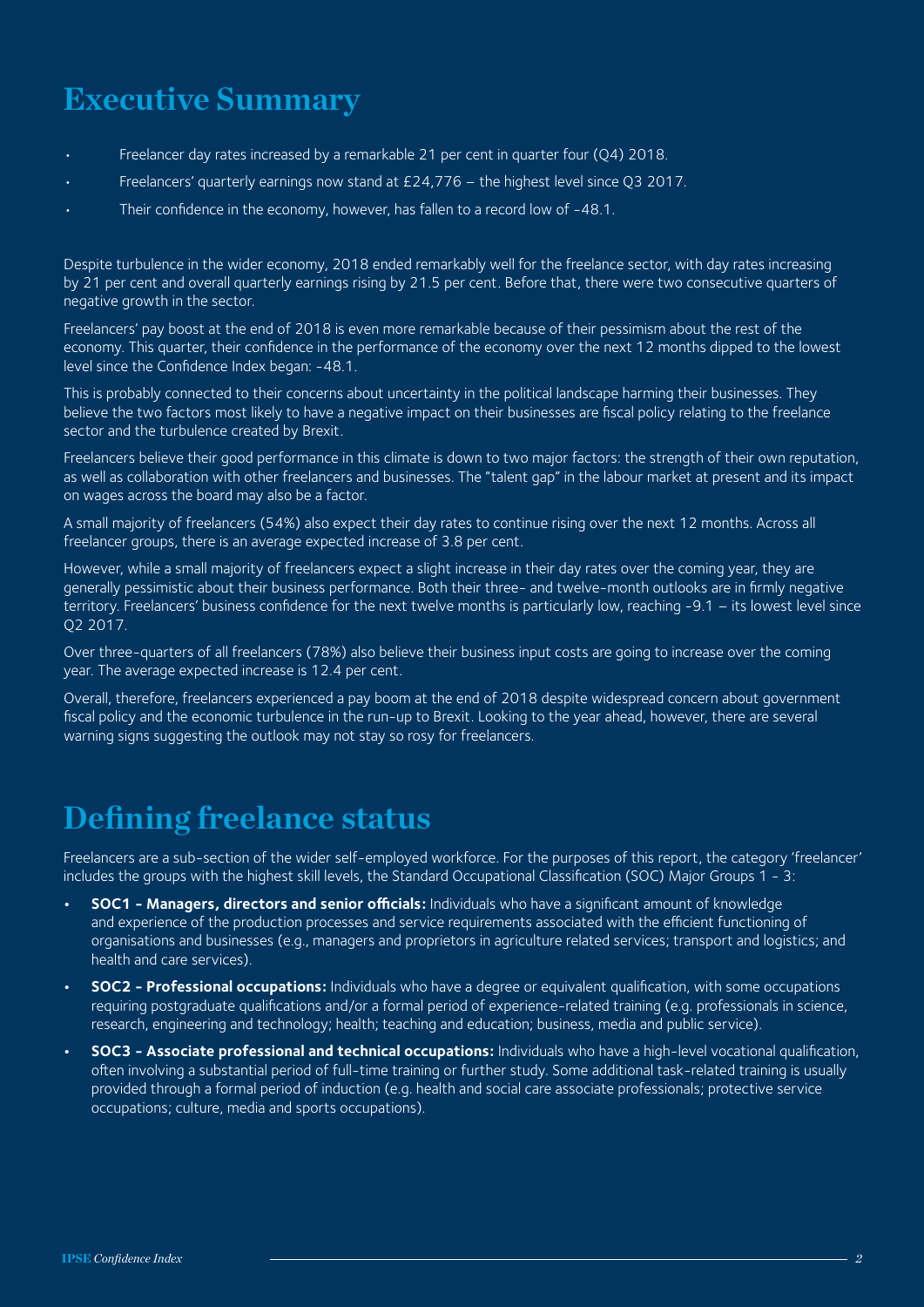# Executive Summary

- Freelancer day rates increased by a remarkable 21 per cent in quarter four (Q4) 2018.
- Freelancers' quarterly earnings now stand at £24,776 – the highest level since Q3 2017.
- Their confidence in the economy, however, has fallen to a record low of -48.1.

Despite turbulence in the wider economy, 2018 ended remarkably well for the freelance sector, with day rates increasing by 21 per cent and overall quarterly earnings rising by 21.5 per cent. Before that, there were two consecutive quarters of negative growth in the sector.

Freelancers' pay boost at the end of 2018 is even more remarkable because of their pessimism about the rest of the economy. This quarter, their confidence in the performance of the economy over the next 12 months dipped to the lowest level since the Confidence Index began: -48.1.

This is probably connected to their concerns about uncertainty in the political landscape harming their businesses. They believe the two factors most likely to have a negative impact on their businesses are fiscal policy relating to the freelance sector and the turbulence created by Brexit.

Freelancers believe their good performance in this climate is down to two major factors: the strength of their own reputation, as well as collaboration with other freelancers and businesses. The "talent gap" in the labour market at present and its impact on wages across the board may also be a factor.

A small majority of freelancers (54%) also expect their day rates to continue rising over the next 12 months. Across all freelancer groups, there is an average expected increase of 3.8 per cent.

However, while a small majority of freelancers expect a slight increase in their day rates over the coming year, they are generally pessimistic about their business performance. Both their three- and twelve-month outlooks are in firmly negative territory. Freelancers' business confidence for the next twelve months is particularly low, reaching -9.1 – its lowest level since Q2 2017.

Over three-quarters of all freelancers (78%) also believe their business input costs are going to increase over the coming year. The average expected increase is 12.4 per cent.

Overall, therefore, freelancers experienced a pay boom at the end of 2018 despite widespread concern about government fiscal policy and the economic turbulence in the run-up to Brexit. Looking to the year ahead, however, there are several warning signs suggesting the outlook may not stay so rosy for freelancers.

# Defining freelance status

Freelancers are a sub-section of the wider self-employed workforce. For the purposes of this report, the category 'freelancer' includes the groups with the highest skill levels, the Standard Occupational Classification (SOC) Major Groups 1 - 3:

- **SOC1 - Managers, directors and senior officials:** Individuals who have a significant amount of knowledge and experience of the production processes and service requirements associated with the efficient functioning of organisations and businesses (e.g., managers and proprietors in agriculture related services; transport and logistics; and health and care services).
- **SOC2 - Professional occupations:** Individuals who have a degree or equivalent qualification, with some occupations requiring postgraduate qualifications and/or a formal period of experience-related training (e.g. professionals in science, research, engineering and technology; health; teaching and education; business, media and public service).
- **SOC3 - Associate professional and technical occupations:** Individuals who have a high-level vocational qualification, often involving a substantial period of full-time training or further study. Some additional task-related training is usually provided through a formal period of induction (e.g. health and social care associate professionals; protective service occupations; culture, media and sports occupations).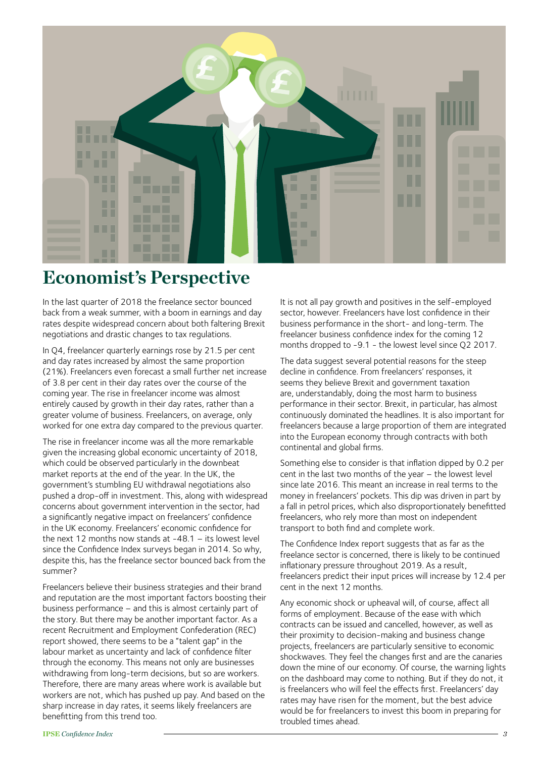# Economist's Perspective

In the last quarter of 2018 the freelance sector bounced back from a weak summer, with a boom in earnings and day rates despite widespread concern about both faltering Brexit negotiations and drastic changes to tax regulations.

In Q4, freelancer quarterly earnings rose by 21.5 per cent and day rates increased by almost the same proportion (21%). Freelancers even forecast a small further net increase of 3.8 per cent in their day rates over the course of the coming year. The rise in freelancer income was almost entirely caused by growth in their day rates, rather than a greater volume of business. Freelancers, on average, only worked for one extra day compared to the previous quarter.

The rise in freelancer income was all the more remarkable given the increasing global economic uncertainty of 2018, which could be observed particularly in the downbeat market reports at the end of the year. In the UK, the government's stumbling EU withdrawal negotiations also pushed a drop-off in investment. This, along with widespread concerns about government intervention in the sector, had a significantly negative impact on freelancers' confidence in the UK economy. Freelancers' economic confidence for the next 12 months now stands at -48.1 – its lowest level since the Confidence Index surveys began in 2014. So why, despite this, has the freelance sector bounced back from the summer?

Freelancers believe their business strategies and their brand and reputation are the most important factors boosting their business performance – and this is almost certainly part of the story. But there may be another important factor. As a recent Recruitment and Employment Confederation (REC) report showed, there seems to be a "talent gap" in the labour market as uncertainty and lack of confidence filter through the economy. This means not only are businesses withdrawing from long-term decisions, but so are workers. Therefore, there are many areas where work is available but workers are not, which has pushed up pay. And based on the sharp increase in day rates, it seems likely freelancers are benefitting from this trend too.

It is not all pay growth and positives in the self-employed sector, however. Freelancers have lost confidence in their business performance in the short- and long-term. The freelancer business confidence index for the coming 12 months dropped to -9.1 - the lowest level since Q2 2017.

The data suggest several potential reasons for the steep decline in confidence. From freelancers' responses, it seems they believe Brexit and government taxation are, understandably, doing the most harm to business performance in their sector. Brexit, in particular, has almost continuously dominated the headlines. It is also important for freelancers because a large proportion of them are integrated into the European economy through contracts with both continental and global firms.

Something else to consider is that inflation dipped by 0.2 per cent in the last two months of the year – the lowest level since late 2016. This meant an increase in real terms to the money in freelancers' pockets. This dip was driven in part by a fall in petrol prices, which also disproportionately benefitted freelancers, who rely more than most on independent transport to both find and complete work.

The Confidence Index report suggests that as far as the freelance sector is concerned, there is likely to be continued inflationary pressure throughout 2019. As a result, freelancers predict their input prices will increase by 12.4 per cent in the next 12 months.

Any economic shock or upheaval will, of course, affect all forms of employment. Because of the ease with which contracts can be issued and cancelled, however, as well as their proximity to decision-making and business change projects, freelancers are particularly sensitive to economic shockwaves. They feel the changes first and are the canaries down the mine of our economy. Of course, the warning lights on the dashboard may come to nothing. But if they do not, it is freelancers who will feel the effects first. Freelancers' day rates may have risen for the moment, but the best advice would be for freelancers to invest this boom in preparing for troubled times ahead.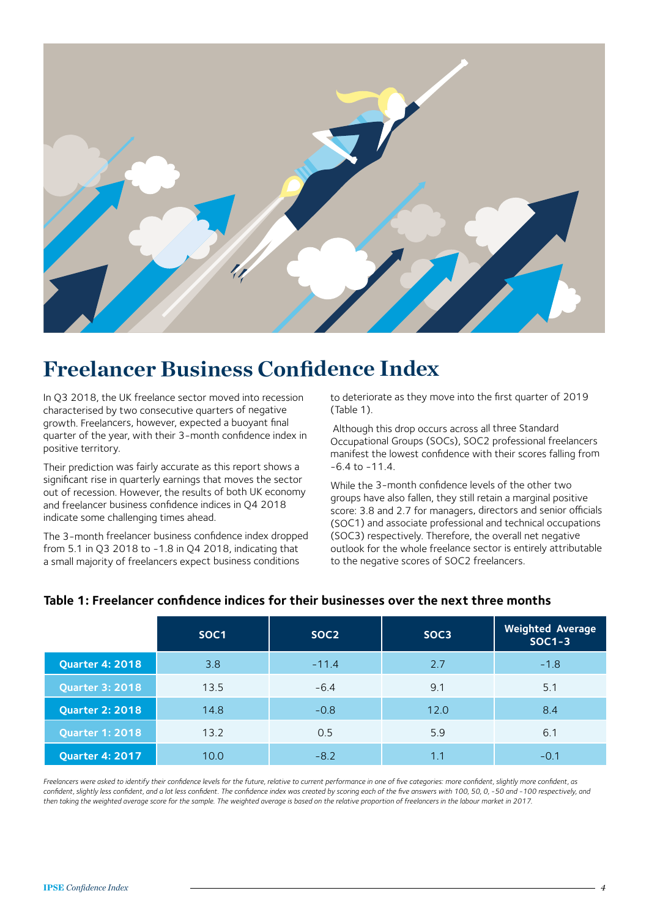# Freelancer Business Confidence Index

In Q3 2018, the UK freelance sector moved into recession characterised by two consecutive quarters of negative growth. Freelancers, however, expected a buoyant final quarter of the year, with their 3-month confidence index in positive territory.

Their prediction was fairly accurate as this report shows a significant rise in quarterly earnings that moves the sector out of recession. However, the results of both UK economy and freelancer business confidence indices in Q4 2018 indicate some challenging times ahead.

The 3-month freelancer business confidence index dropped from 5.1 in Q3 2018 to -1.8 in Q4 2018, indicating that a small majority of freelancers expect business conditions to deteriorate as they move into the first quarter of 2019 (Table 1).

Although this drop occurs across all three Standard Occupational Groups (SOCs), SOC2 professional freelancers manifest the lowest confidence with their scores falling from -6.4 to -11.4.

While the 3-month confidence levels of the other two groups have also fallen, they still retain a marginal positive score: 3.8 and 2.7 for managers, directors and senior officials (SOC1) and associate professional and technical occupations (SOC3) respectively. Therefore, the overall net negative outlook for the whole freelance sector is entirely attributable to the negative scores of SOC2 freelancers.

**Table 1: Freelancer confidence indices for their businesses over the next three months**

| | SOC1 | SOC2 | SOC3 | Weighted Average SOC1-3 |
|---|---|---|---|---|
| Quarter 4: 2018 | 3.8 | -11.4 | 2.7 | -1.8 |
| Quarter 3: 2018 | 13.5 | -6.4 | 9.1 | 5.1 |
| Quarter 2: 2018 | 14.8 | -0.8 | 12.0 | 8.4 |
| Quarter 1: 2018 | 13.2 | 0.5 | 5.9 | 6.1 |
| Quarter 4: 2017 | 10.0 | -8.2 | 1.1 | -0.1 |

*Freelancers were asked to identify their confidence levels for the future, relative to current performance in one of five categories: more confident, slightly more confident, as confident, slightly less confident, and a lot less confident. The confidence index was created by scoring each of the five answers with 100, 50, 0, -50 and -100 respectively, and then taking the weighted average score for the sample. The weighted average is based on the relative proportion of freelancers in the labour market in 2017.*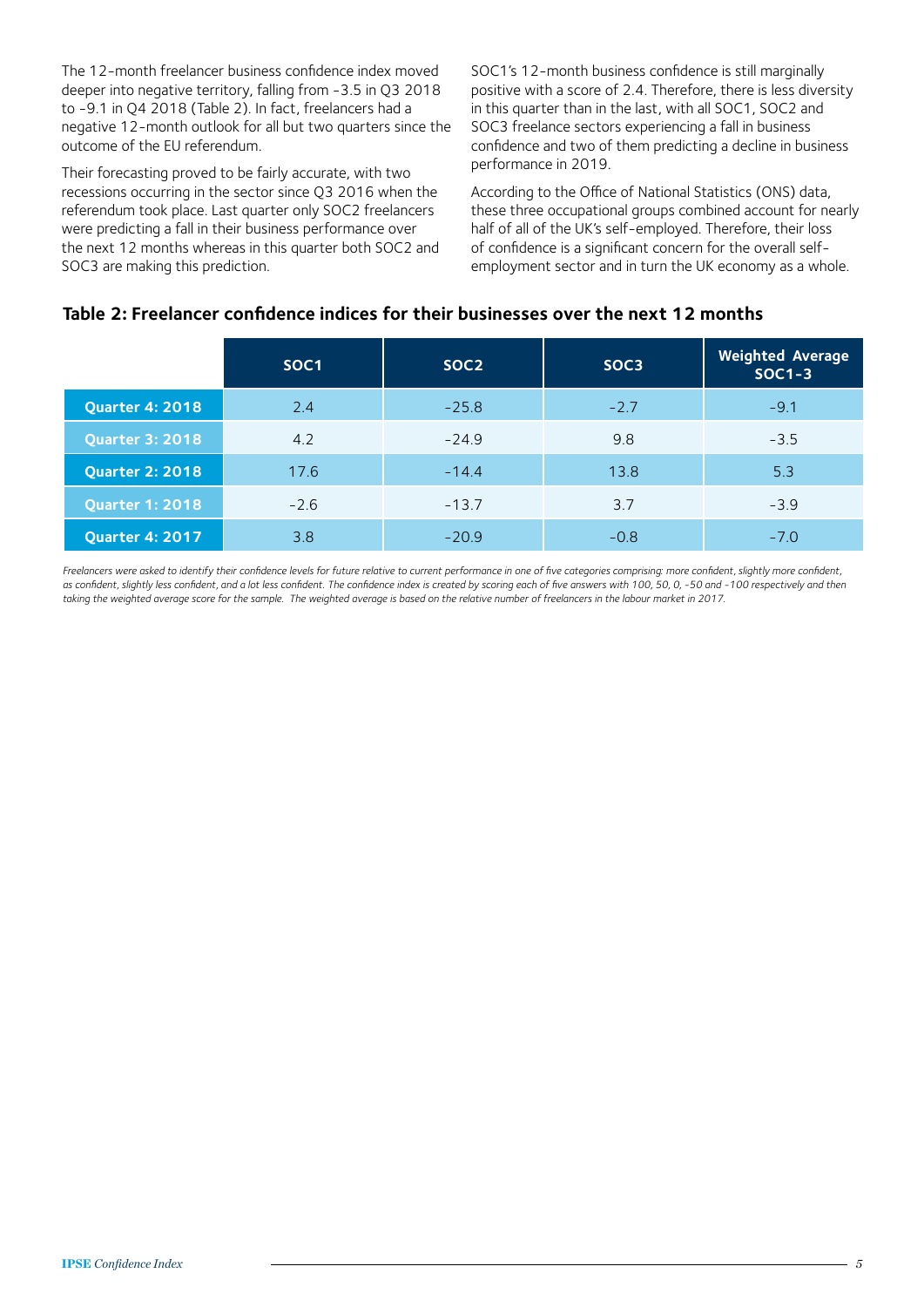The 12-month freelancer business confidence index moved deeper into negative territory, falling from -3.5 in Q3 2018 to -9.1 in Q4 2018 (Table 2). In fact, freelancers had a negative 12-month outlook for all but two quarters since the outcome of the EU referendum.

Their forecasting proved to be fairly accurate, with two recessions occurring in the sector since Q3 2016 when the referendum took place. Last quarter only SOC2 freelancers were predicting a fall in their business performance over the next 12 months whereas in this quarter both SOC2 and SOC3 are making this prediction.

SOC1's 12-month business confidence is still marginally positive with a score of 2.4. Therefore, there is less diversity in this quarter than in the last, with all SOC1, SOC2 and SOC3 freelance sectors experiencing a fall in business confidence and two of them predicting a decline in business performance in 2019.

According to the Office of National Statistics (ONS) data, these three occupational groups combined account for nearly half of all of the UK's self-employed. Therefore, their loss of confidence is a significant concern for the overall self-employment sector and in turn the UK economy as a whole.

### Table 2: Freelancer confidence indices for their businesses over the next 12 months

| | SOC1 | SOC2 | SOC3 | Weighted Average SOC1-3 |
|---|---|---|---|---|
| Quarter 4: 2018 | 2.4 | -25.8 | -2.7 | -9.1 |
| Quarter 3: 2018 | 4.2 | -24.9 | 9.8 | -3.5 |
| Quarter 2: 2018 | 17.6 | -14.4 | 13.8 | 5.3 |
| Quarter 1: 2018 | -2.6 | -13.7 | 3.7 | -3.9 |
| Quarter 4: 2017 | 3.8 | -20.9 | -0.8 | -7.0 |

*Freelancers were asked to identify their confidence levels for future relative to current performance in one of five categories comprising: more confident, slightly more confident, as confident, slightly less confident, and a lot less confident. The confidence index is created by scoring each of five answers with 100, 50, 0, -50 and -100 respectively and then taking the weighted average score for the sample. The weighted average is based on the relative number of freelancers in the labour market in 2017.*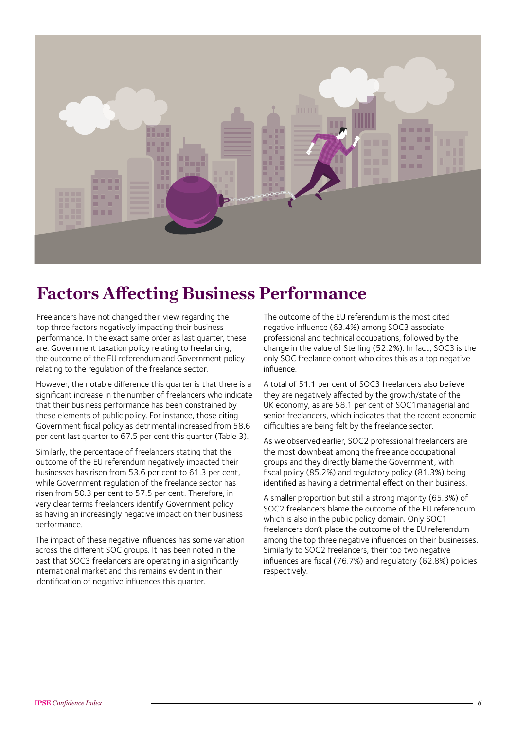# Factors Affecting Business Performance

Freelancers have not changed their view regarding the top three factors negatively impacting their business performance. In the exact same order as last quarter, these are: Government taxation policy relating to freelancing, the outcome of the EU referendum and Government policy relating to the regulation of the freelance sector.

However, the notable difference this quarter is that there is a significant increase in the number of freelancers who indicate that their business performance has been constrained by these elements of public policy. For instance, those citing Government fiscal policy as detrimental increased from 58.6 per cent last quarter to 67.5 per cent this quarter (Table 3).

Similarly, the percentage of freelancers stating that the outcome of the EU referendum negatively impacted their businesses has risen from 53.6 per cent to 61.3 per cent, while Government regulation of the freelance sector has risen from 50.3 per cent to 57.5 per cent. Therefore, in very clear terms freelancers identify Government policy as having an increasingly negative impact on their business performance.

The impact of these negative influences has some variation across the different SOC groups. It has been noted in the past that SOC3 freelancers are operating in a significantly international market and this remains evident in their identification of negative influences this quarter.

The outcome of the EU referendum is the most cited negative influence (63.4%) among SOC3 associate professional and technical occupations, followed by the change in the value of Sterling (52.2%). In fact, SOC3 is the only SOC freelance cohort who cites this as a top negative influence.

A total of 51.1 per cent of SOC3 freelancers also believe they are negatively affected by the growth/state of the UK economy, as are 58.1 per cent of SOC1managerial and senior freelancers, which indicates that the recent economic difficulties are being felt by the freelance sector.

As we observed earlier, SOC2 professional freelancers are the most downbeat among the freelance occupational groups and they directly blame the Government, with fiscal policy (85.2%) and regulatory policy (81.3%) being identified as having a detrimental effect on their business.

A smaller proportion but still a strong majority (65.3%) of SOC2 freelancers blame the outcome of the EU referendum which is also in the public policy domain. Only SOC1 freelancers don't place the outcome of the EU referendum among the top three negative influences on their businesses. Similarly to SOC2 freelancers, their top two negative influences are fiscal (76.7%) and regulatory (62.8%) policies respectively.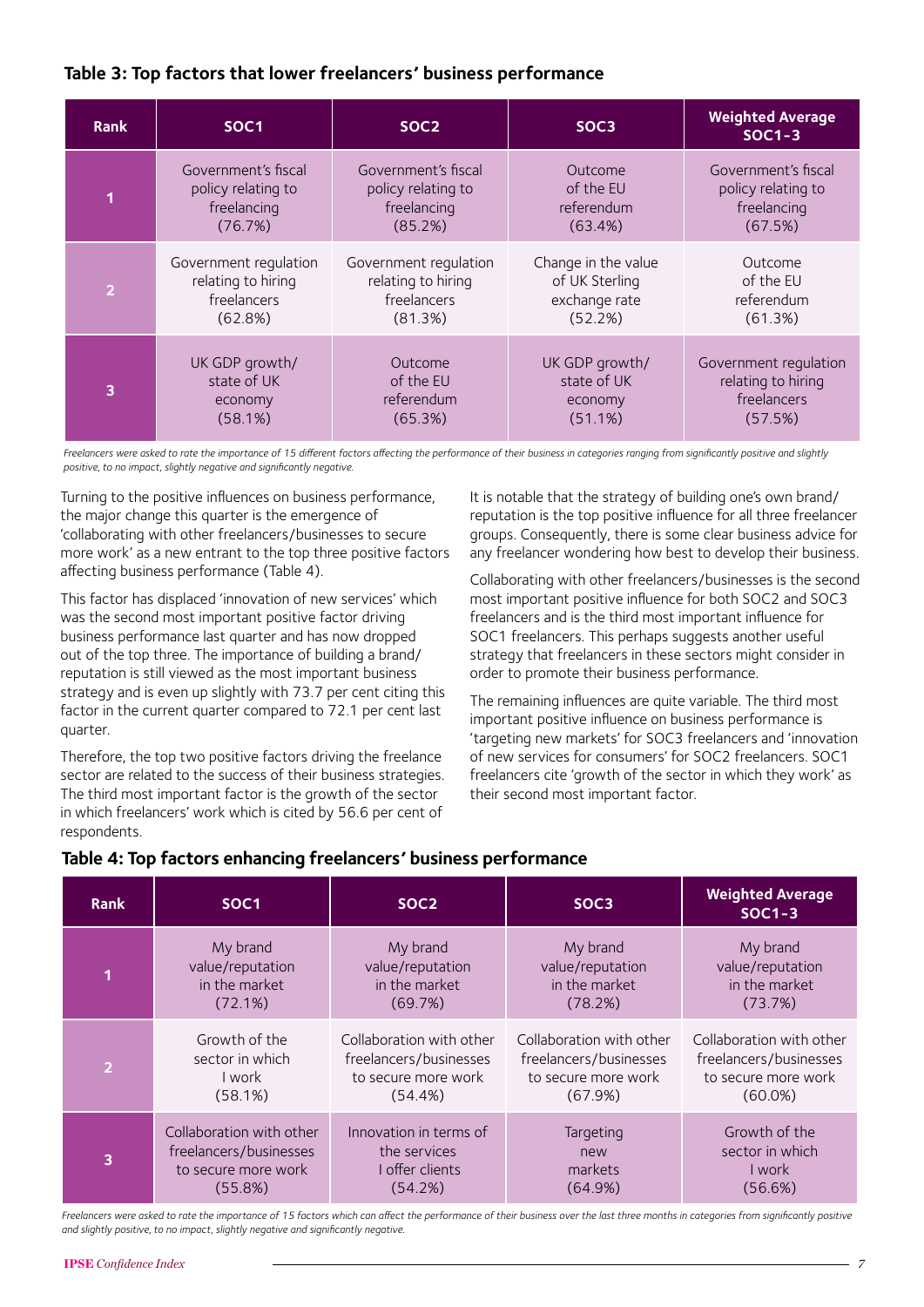### Table 3: Top factors that lower freelancers' business performance

| Rank | SOC1 | SOC2 | SOC3 | Weighted Average SOC1–3 |
|---|---|---|---|---|
| 1 | Government's fiscal policy relating to freelancing (76.7%) | Government's fiscal policy relating to freelancing (85.2%) | Outcome of the EU referendum (63.4%) | Government's fiscal policy relating to freelancing (67.5%) |
| 2 | Government regulation relating to hiring freelancers (62.8%) | Government regulation relating to hiring freelancers (81.3%) | Change in the value of UK Sterling exchange rate (52.2%) | Outcome of the EU referendum (61.3%) |
| 3 | UK GDP growth/ state of UK economy (58.1%) | Outcome of the EU referendum (65.3%) | UK GDP growth/ state of UK economy (51.1%) | Government regulation relating to hiring freelancers (57.5%) |

*Freelancers were asked to rate the importance of 15 different factors affecting the performance of their business in categories ranging from significantly positive and slightly positive, to no impact, slightly negative and significantly negative.*

Turning to the positive influences on business performance, the major change this quarter is the emergence of 'collaborating with other freelancers/businesses to secure more work' as a new entrant to the top three positive factors affecting business performance (Table 4).

This factor has displaced 'innovation of new services' which was the second most important positive factor driving business performance last quarter and has now dropped out of the top three. The importance of building a brand/ reputation is still viewed as the most important business strategy and is even up slightly with 73.7 per cent citing this factor in the current quarter compared to 72.1 per cent last quarter.

Therefore, the top two positive factors driving the freelance sector are related to the success of their business strategies. The third most important factor is the growth of the sector in which freelancers' work which is cited by 56.6 per cent of respondents.

It is notable that the strategy of building one's own brand/ reputation is the top positive influence for all three freelancer groups. Consequently, there is some clear business advice for any freelancer wondering how best to develop their business.

Collaborating with other freelancers/businesses is the second most important positive influence for both SOC2 and SOC3 freelancers and is the third most important influence for SOC1 freelancers. This perhaps suggests another useful strategy that freelancers in these sectors might consider in order to promote their business performance.

The remaining influences are quite variable. The third most important positive influence on business performance is 'targeting new markets' for SOC3 freelancers and 'innovation of new services for consumers' for SOC2 freelancers. SOC1 freelancers cite 'growth of the sector in which they work' as their second most important factor.

### Table 4: Top factors enhancing freelancers' business performance

| Rank | SOC1 | SOC2 | SOC3 | Weighted Average SOC1–3 |
|---|---|---|---|---|
| 1 | My brand value/reputation in the market (72.1%) | My brand value/reputation in the market (69.7%) | My brand value/reputation in the market (78.2%) | My brand value/reputation in the market (73.7%) |
| 2 | Growth of the sector in which I work (58.1%) | Collaboration with other freelancers/businesses to secure more work (54.4%) | Collaboration with other freelancers/businesses to secure more work (67.9%) | Collaboration with other freelancers/businesses to secure more work (60.0%) |
| 3 | Collaboration with other freelancers/businesses to secure more work (55.8%) | Innovation in terms of the services I offer clients (54.2%) | Targeting new markets (64.9%) | Growth of the sector in which I work (56.6%) |

*Freelancers were asked to rate the importance of 15 factors which can affect the performance of their business over the last three months in categories from significantly positive and slightly positive, to no impact, slightly negative and significantly negative.*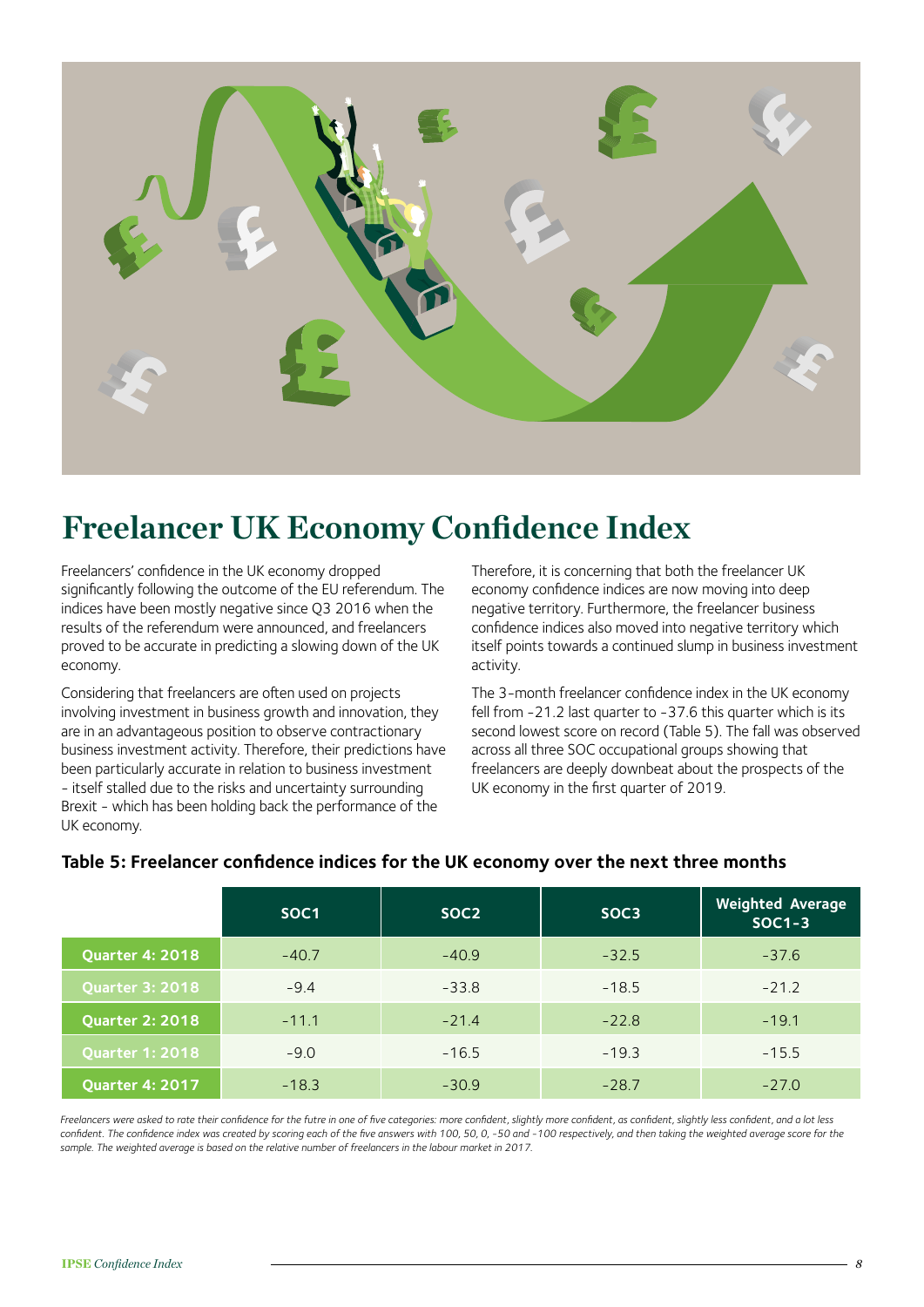# Freelancer UK Economy Confidence Index

Freelancers' confidence in the UK economy dropped significantly following the outcome of the EU referendum. The indices have been mostly negative since Q3 2016 when the results of the referendum were announced, and freelancers proved to be accurate in predicting a slowing down of the UK economy.

Considering that freelancers are often used on projects involving investment in business growth and innovation, they are in an advantageous position to observe contractionary business investment activity. Therefore, their predictions have been particularly accurate in relation to business investment - itself stalled due to the risks and uncertainty surrounding Brexit - which has been holding back the performance of the UK economy.

Therefore, it is concerning that both the freelancer UK economy confidence indices are now moving into deep negative territory. Furthermore, the freelancer business confidence indices also moved into negative territory which itself points towards a continued slump in business investment activity.

The 3-month freelancer confidence index in the UK economy fell from -21.2 last quarter to -37.6 this quarter which is its second lowest score on record (Table 5). The fall was observed across all three SOC occupational groups showing that freelancers are deeply downbeat about the prospects of the UK economy in the first quarter of 2019.

**Table 5: Freelancer confidence indices for the UK economy over the next three months**

| | SOC1 | SOC2 | SOC3 | Weighted Average SOC1-3 |
|---|---|---|---|---|
| Quarter 4: 2018 | -40.7 | -40.9 | -32.5 | -37.6 |
| Quarter 3: 2018 | -9.4 | -33.8 | -18.5 | -21.2 |
| Quarter 2: 2018 | -11.1 | -21.4 | -22.8 | -19.1 |
| Quarter 1: 2018 | -9.0 | -16.5 | -19.3 | -15.5 |
| Quarter 4: 2017 | -18.3 | -30.9 | -28.7 | -27.0 |

*Freelancers were asked to rate their confidence for the futre in one of five categories: more confident, slightly more confident, as confident, slightly less confident, and a lot less confident. The confidence index was created by scoring each of the five answers with 100, 50, 0, -50 and -100 respectively, and then taking the weighted average score for the sample. The weighted average is based on the relative number of freelancers in the labour market in 2017.*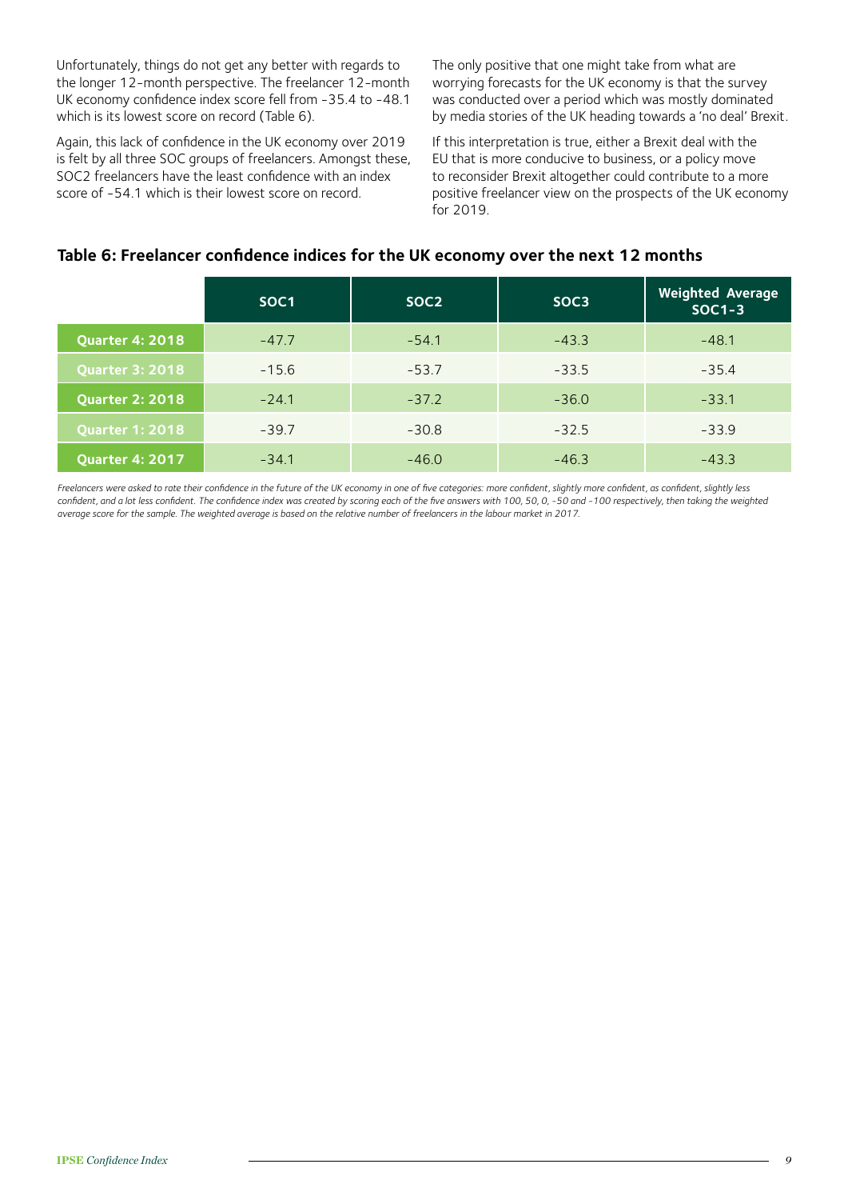Unfortunately, things do not get any better with regards to the longer 12-month perspective. The freelancer 12-month UK economy confidence index score fell from -35.4 to -48.1 which is its lowest score on record (Table 6).

Again, this lack of confidence in the UK economy over 2019 is felt by all three SOC groups of freelancers. Amongst these, SOC2 freelancers have the least confidence with an index score of -54.1 which is their lowest score on record.

The only positive that one might take from what are worrying forecasts for the UK economy is that the survey was conducted over a period which was mostly dominated by media stories of the UK heading towards a 'no deal' Brexit.

If this interpretation is true, either a Brexit deal with the EU that is more conducive to business, or a policy move to reconsider Brexit altogether could contribute to a more positive freelancer view on the prospects of the UK economy for 2019.

### Table 6: Freelancer confidence indices for the UK economy over the next 12 months

| | SOC1 | SOC2 | SOC3 | Weighted Average SOC1-3 |
|---|---|---|---|---|
| Quarter 4: 2018 | -47.7 | -54.1 | -43.3 | -48.1 |
| Quarter 3: 2018 | -15.6 | -53.7 | -33.5 | -35.4 |
| Quarter 2: 2018 | -24.1 | -37.2 | -36.0 | -33.1 |
| Quarter 1: 2018 | -39.7 | -30.8 | -32.5 | -33.9 |
| Quarter 4: 2017 | -34.1 | -46.0 | -46.3 | -43.3 |

*Freelancers were asked to rate their confidence in the future of the UK economy in one of five categories: more confident, slightly more confident, as confident, slightly less confident, and a lot less confident. The confidence index was created by scoring each of the five answers with 100, 50, 0, -50 and -100 respectively, then taking the weighted average score for the sample. The weighted average is based on the relative number of freelancers in the labour market in 2017.*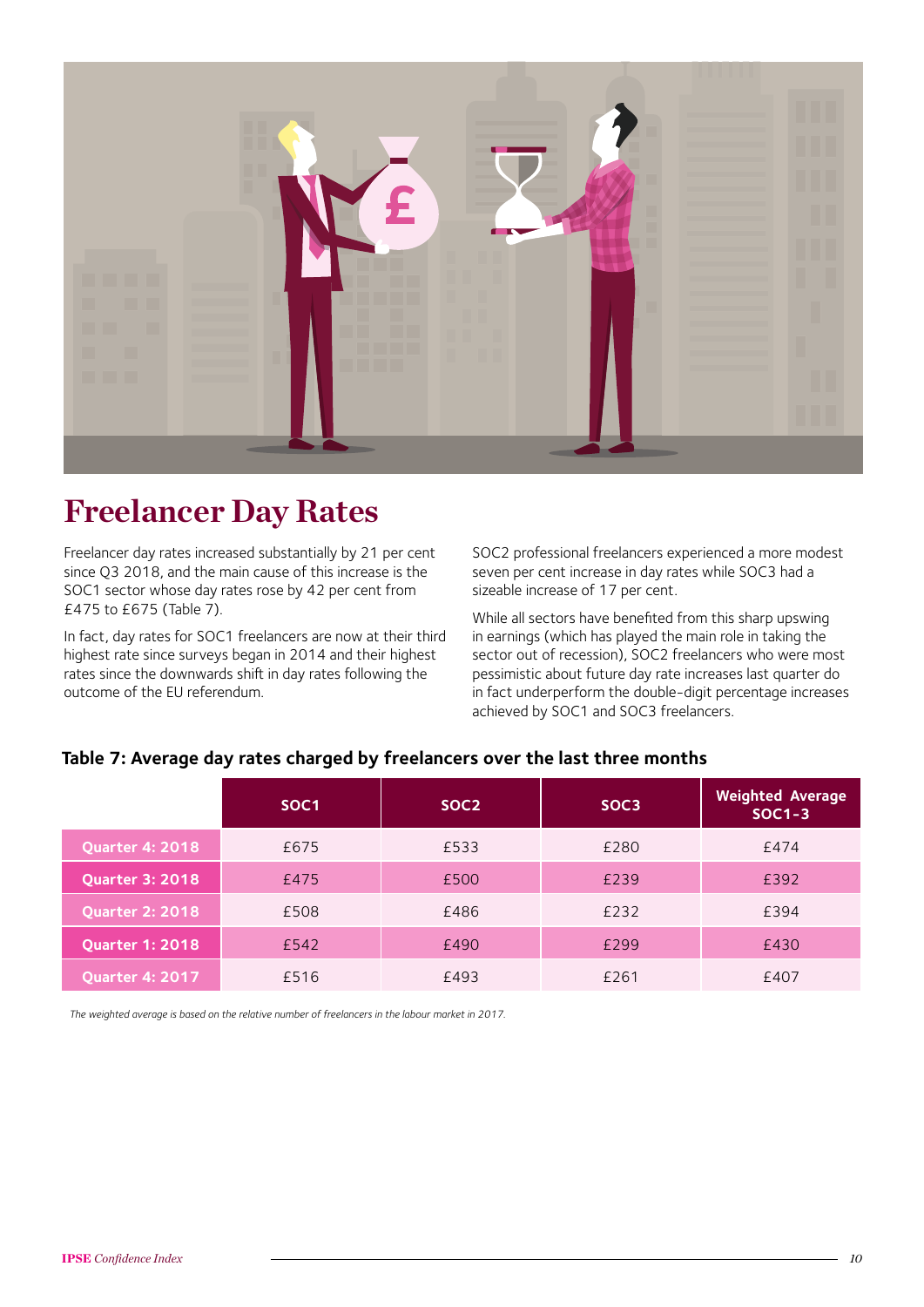# Freelancer Day Rates

Freelancer day rates increased substantially by 21 per cent since Q3 2018, and the main cause of this increase is the SOC1 sector whose day rates rose by 42 per cent from £475 to £675 (Table 7).

In fact, day rates for SOC1 freelancers are now at their third highest rate since surveys began in 2014 and their highest rates since the downwards shift in day rates following the outcome of the EU referendum.

SOC2 professional freelancers experienced a more modest seven per cent increase in day rates while SOC3 had a sizeable increase of 17 per cent.

While all sectors have benefited from this sharp upswing in earnings (which has played the main role in taking the sector out of recession), SOC2 freelancers who were most pessimistic about future day rate increases last quarter do in fact underperform the double-digit percentage increases achieved by SOC1 and SOC3 freelancers.

### Table 7: Average day rates charged by freelancers over the last three months

| | SOC1 | SOC2 | SOC3 | Weighted Average SOC1-3 |
|---|---|---|---|---|
| Quarter 4: 2018 | £675 | £533 | £280 | £474 |
| Quarter 3: 2018 | £475 | £500 | £239 | £392 |
| Quarter 2: 2018 | £508 | £486 | £232 | £394 |
| Quarter 1: 2018 | £542 | £490 | £299 | £430 |
| Quarter 4: 2017 | £516 | £493 | £261 | £407 |

*The weighted average is based on the relative number of freelancers in the labour market in 2017.*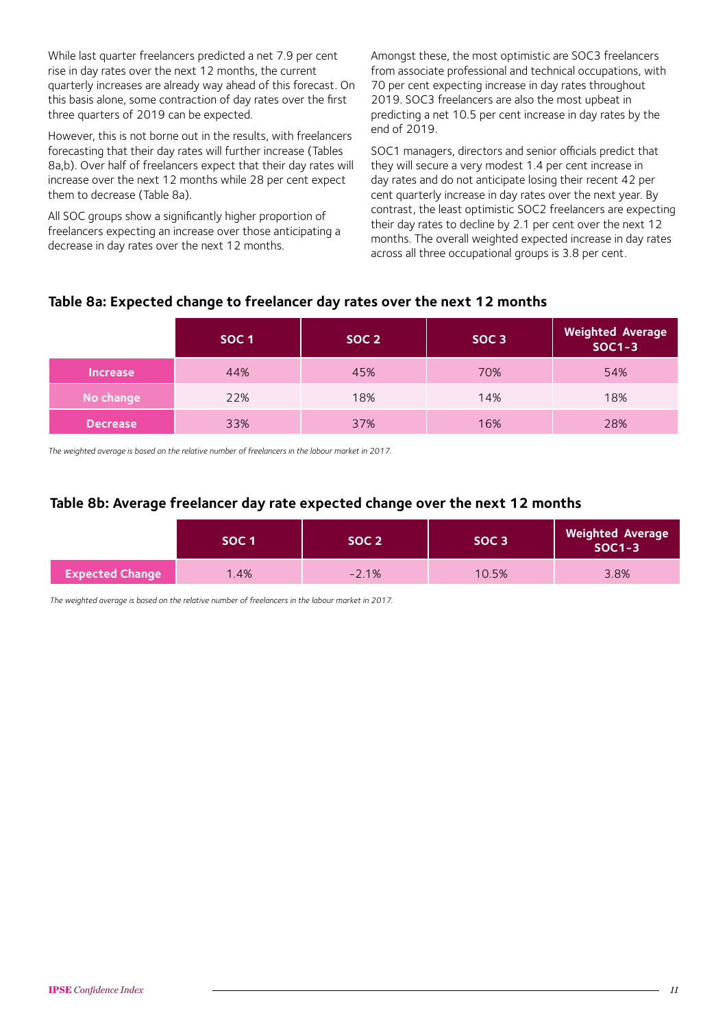While last quarter freelancers predicted a net 7.9 per cent rise in day rates over the next 12 months, the current quarterly increases are already way ahead of this forecast. On this basis alone, some contraction of day rates over the first three quarters of 2019 can be expected.

However, this is not borne out in the results, with freelancers forecasting that their day rates will further increase (Tables 8a,b). Over half of freelancers expect that their day rates will increase over the next 12 months while 28 per cent expect them to decrease (Table 8a).

All SOC groups show a significantly higher proportion of freelancers expecting an increase over those anticipating a decrease in day rates over the next 12 months.

Amongst these, the most optimistic are SOC3 freelancers from associate professional and technical occupations, with 70 per cent expecting increase in day rates throughout 2019. SOC3 freelancers are also the most upbeat in predicting a net 10.5 per cent increase in day rates by the end of 2019.

SOC1 managers, directors and senior officials predict that they will secure a very modest 1.4 per cent increase in day rates and do not anticipate losing their recent 42 per cent quarterly increase in day rates over the next year. By contrast, the least optimistic SOC2 freelancers are expecting their day rates to decline by 2.1 per cent over the next 12 months. The overall weighted expected increase in day rates across all three occupational groups is 3.8 per cent.

### Table 8a: Expected change to freelancer day rates over the next 12 months

| | SOC 1 | SOC 2 | SOC 3 | Weighted Average SOC1-3 |
|---|---|---|---|---|
| **Increase** | 44% | 45% | 70% | 54% |
| **No change** | 22% | 18% | 14% | 18% |
| **Decrease** | 33% | 37% | 16% | 28% |

*The weighted average is based on the relative number of freelancers in the labour market in 2017.*

### Table 8b: Average freelancer day rate expected change over the next 12 months

| | SOC 1 | SOC 2 | SOC 3 | Weighted Average SOC1-3 |
|---|---|---|---|---|
| **Expected Change** | 1.4% | -2.1% | 10.5% | 3.8% |

*The weighted average is based on the relative number of freelancers in the labour market in 2017.*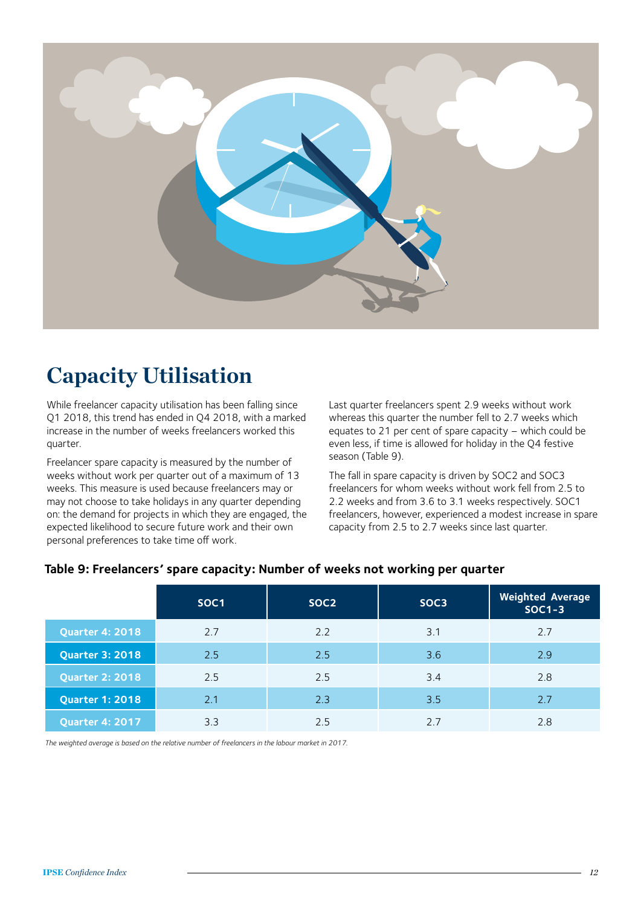# Capacity Utilisation

While freelancer capacity utilisation has been falling since Q1 2018, this trend has ended in Q4 2018, with a marked increase in the number of weeks freelancers worked this quarter.

Freelancer spare capacity is measured by the number of weeks without work per quarter out of a maximum of 13 weeks. This measure is used because freelancers may or may not choose to take holidays in any quarter depending on: the demand for projects in which they are engaged, the expected likelihood to secure future work and their own personal preferences to take time off work.

Last quarter freelancers spent 2.9 weeks without work whereas this quarter the number fell to 2.7 weeks which equates to 21 per cent of spare capacity – which could be even less, if time is allowed for holiday in the Q4 festive season (Table 9).

The fall in spare capacity is driven by SOC2 and SOC3 freelancers for whom weeks without work fell from 2.5 to 2.2 weeks and from 3.6 to 3.1 weeks respectively. SOC1 freelancers, however, experienced a modest increase in spare capacity from 2.5 to 2.7 weeks since last quarter.

**Table 9: Freelancers' spare capacity: Number of weeks not working per quarter**

| | SOC1 | SOC2 | SOC3 | Weighted Average SOC1-3 |
|---|---|---|---|---|
| Quarter 4: 2018 | 2.7 | 2.2 | 3.1 | 2.7 |
| Quarter 3: 2018 | 2.5 | 2.5 | 3.6 | 2.9 |
| Quarter 2: 2018 | 2.5 | 2.5 | 3.4 | 2.8 |
| Quarter 1: 2018 | 2.1 | 2.3 | 3.5 | 2.7 |
| Quarter 4: 2017 | 3.3 | 2.5 | 2.7 | 2.8 |

*The weighted average is based on the relative number of freelancers in the labour market in 2017.*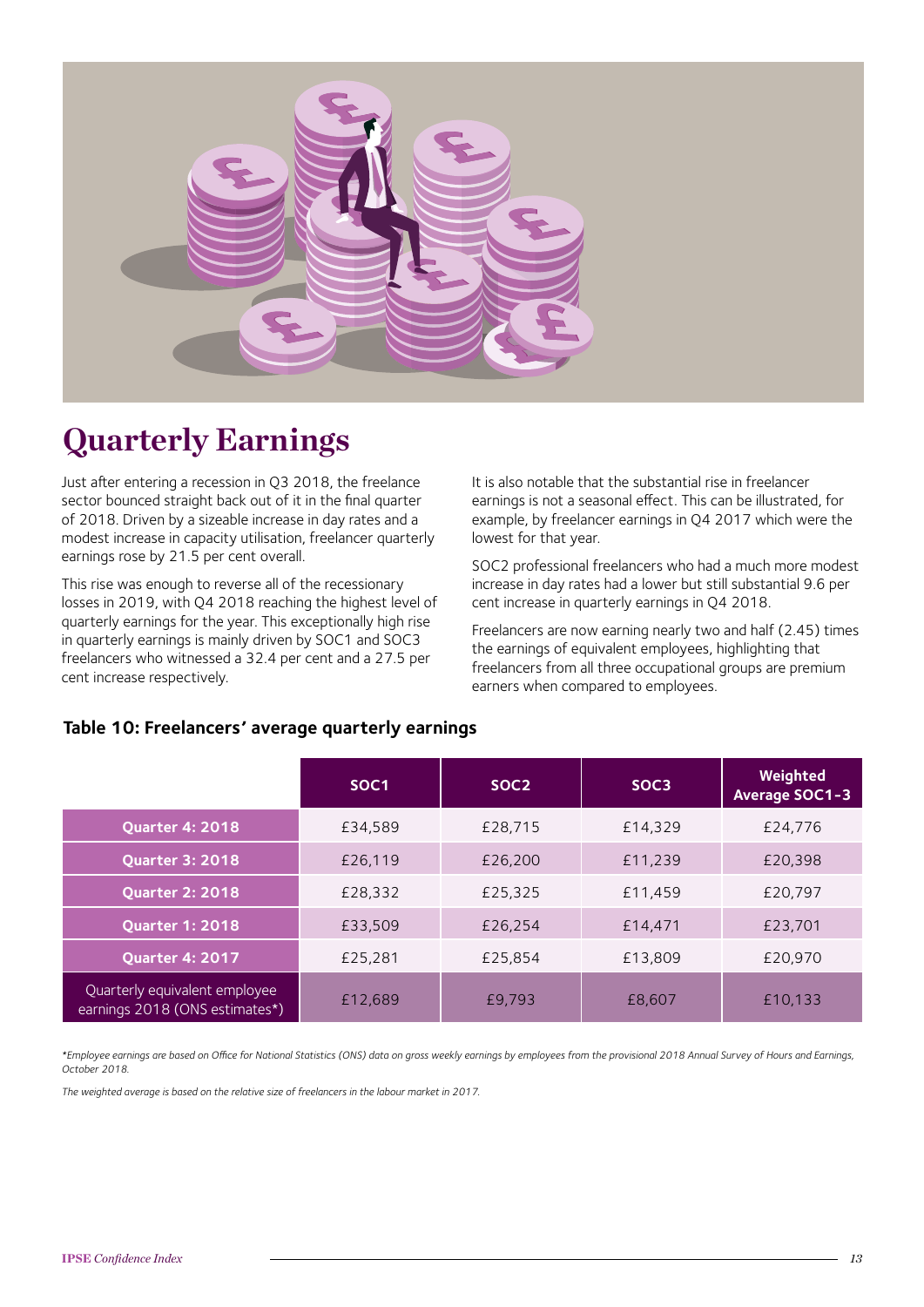# Quarterly Earnings

Just after entering a recession in Q3 2018, the freelance sector bounced straight back out of it in the final quarter of 2018. Driven by a sizeable increase in day rates and a modest increase in capacity utilisation, freelancer quarterly earnings rose by 21.5 per cent overall.

This rise was enough to reverse all of the recessionary losses in 2019, with Q4 2018 reaching the highest level of quarterly earnings for the year. This exceptionally high rise in quarterly earnings is mainly driven by SOC1 and SOC3 freelancers who witnessed a 32.4 per cent and a 27.5 per cent increase respectively.

It is also notable that the substantial rise in freelancer earnings is not a seasonal effect. This can be illustrated, for example, by freelancer earnings in Q4 2017 which were the lowest for that year.

SOC2 professional freelancers who had a much more modest increase in day rates had a lower but still substantial 9.6 per cent increase in quarterly earnings in Q4 2018.

Freelancers are now earning nearly two and half (2.45) times the earnings of equivalent employees, highlighting that freelancers from all three occupational groups are premium earners when compared to employees.

**Table 10: Freelancers' average quarterly earnings**

| | SOC1 | SOC2 | SOC3 | Weighted Average SOC1-3 |
|---|---|---|---|---|
| Quarter 4: 2018 | £34,589 | £28,715 | £14,329 | £24,776 |
| Quarter 3: 2018 | £26,119 | £26,200 | £11,239 | £20,398 |
| Quarter 2: 2018 | £28,332 | £25,325 | £11,459 | £20,797 |
| Quarter 1: 2018 | £33,509 | £26,254 | £14,471 | £23,701 |
| Quarter 4: 2017 | £25,281 | £25,854 | £13,809 | £20,970 |
| Quarterly equivalent employee earnings 2018 (ONS estimates*) | £12,689 | £9,793 | £8,607 | £10,133 |

*\*Employee earnings are based on Office for National Statistics (ONS) data on gross weekly earnings by employees from the provisional 2018 Annual Survey of Hours and Earnings, October 2018.*

*The weighted average is based on the relative size of freelancers in the labour market in 2017.*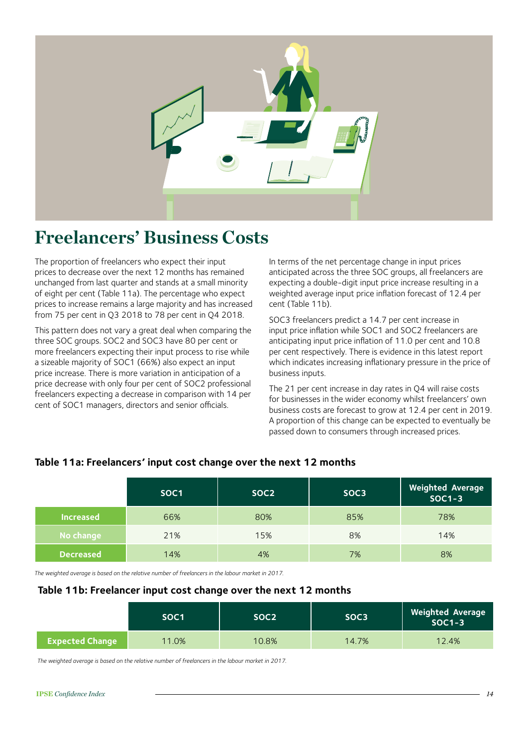# Freelancers' Business Costs

The proportion of freelancers who expect their input prices to decrease over the next 12 months has remained unchanged from last quarter and stands at a small minority of eight per cent (Table 11a). The percentage who expect prices to increase remains a large majority and has increased from 75 per cent in Q3 2018 to 78 per cent in Q4 2018.

This pattern does not vary a great deal when comparing the three SOC groups. SOC2 and SOC3 have 80 per cent or more freelancers expecting their input process to rise while a sizeable majority of SOC1 (66%) also expect an input price increase. There is more variation in anticipation of a price decrease with only four per cent of SOC2 professional freelancers expecting a decrease in comparison with 14 per cent of SOC1 managers, directors and senior officials.

In terms of the net percentage change in input prices anticipated across the three SOC groups, all freelancers are expecting a double-digit input price increase resulting in a weighted average input price inflation forecast of 12.4 per cent (Table 11b).

SOC3 freelancers predict a 14.7 per cent increase in input price inflation while SOC1 and SOC2 freelancers are anticipating input price inflation of 11.0 per cent and 10.8 per cent respectively. There is evidence in this latest report which indicates increasing inflationary pressure in the price of business inputs.

The 21 per cent increase in day rates in Q4 will raise costs for businesses in the wider economy whilst freelancers' own business costs are forecast to grow at 12.4 per cent in 2019. A proportion of this change can be expected to eventually be passed down to consumers through increased prices.

### Table 11a: Freelancers' input cost change over the next 12 months

| | SOC1 | SOC2 | SOC3 | Weighted Average SOC1-3 |
|---|---|---|---|---|
| **Increased** | 66% | 80% | 85% | 78% |
| **No change** | 21% | 15% | 8% | 14% |
| **Decreased** | 14% | 4% | 7% | 8% |

*The weighted average is based on the relative number of freelancers in the labour market in 2017.*

### Table 11b: Freelancer input cost change over the next 12 months

| | SOC1 | SOC2 | SOC3 | Weighted Average SOC1-3 |
|---|---|---|---|---|
| **Expected Change** | 11.0% | 10.8% | 14.7% | 12.4% |

*The weighted average is based on the relative number of freelancers in the labour market in 2017.*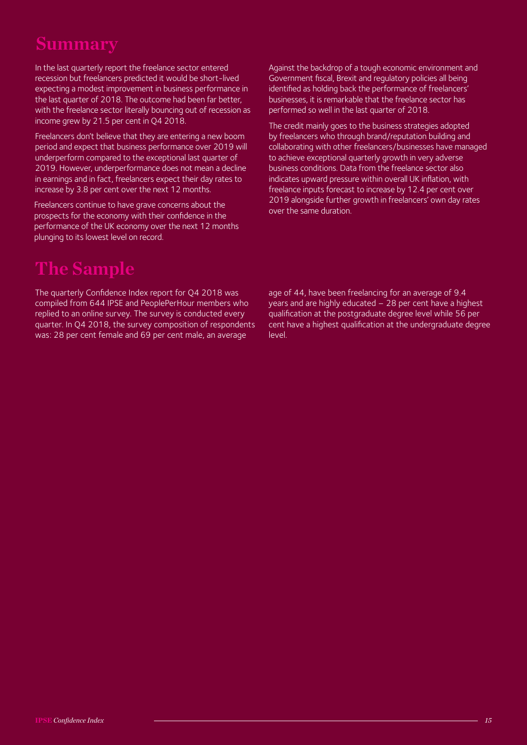# Summary

In the last quarterly report the freelance sector entered recession but freelancers predicted it would be short-lived expecting a modest improvement in business performance in the last quarter of 2018. The outcome had been far better, with the freelance sector literally bouncing out of recession as income grew by 21.5 per cent in Q4 2018.

Freelancers don't believe that they are entering a new boom period and expect that business performance over 2019 will underperform compared to the exceptional last quarter of 2019. However, underperformance does not mean a decline in earnings and in fact, freelancers expect their day rates to increase by 3.8 per cent over the next 12 months.

Freelancers continue to have grave concerns about the prospects for the economy with their confidence in the performance of the UK economy over the next 12 months plunging to its lowest level on record.

Against the backdrop of a tough economic environment and Government fiscal, Brexit and regulatory policies all being identified as holding back the performance of freelancers' businesses, it is remarkable that the freelance sector has performed so well in the last quarter of 2018.

The credit mainly goes to the business strategies adopted by freelancers who through brand/reputation building and collaborating with other freelancers/businesses have managed to achieve exceptional quarterly growth in very adverse business conditions. Data from the freelance sector also indicates upward pressure within overall UK inflation, with freelance inputs forecast to increase by 12.4 per cent over 2019 alongside further growth in freelancers' own day rates over the same duration.

# The Sample

The quarterly Confidence Index report for Q4 2018 was compiled from 644 IPSE and PeoplePerHour members who replied to an online survey. The survey is conducted every quarter. In Q4 2018, the survey composition of respondents was: 28 per cent female and 69 per cent male, an average age of 44, have been freelancing for an average of 9.4 years and are highly educated – 28 per cent have a highest qualification at the postgraduate degree level while 56 per cent have a highest qualification at the undergraduate degree level.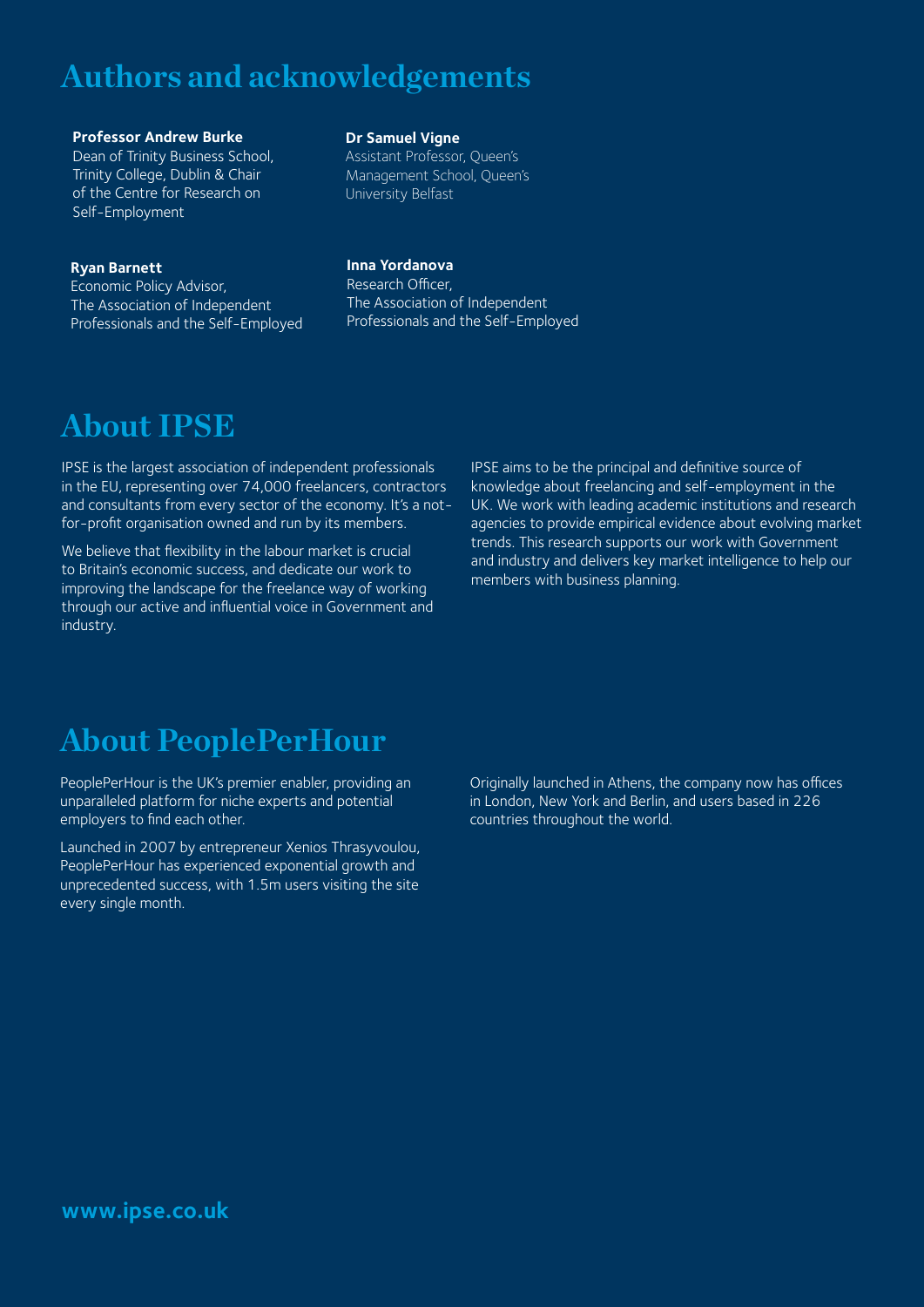# Authors and acknowledgements

**Professor Andrew Burke**
Dean of Trinity Business School, Trinity College, Dublin & Chair of the Centre for Research on Self-Employment

**Dr Samuel Vigne**
Assistant Professor, Queen's Management School, Queen's University Belfast

**Ryan Barnett**
Economic Policy Advisor, The Association of Independent Professionals and the Self-Employed

**Inna Yordanova**
Research Officer, The Association of Independent Professionals and the Self-Employed

# About IPSE

IPSE is the largest association of independent professionals in the EU, representing over 74,000 freelancers, contractors and consultants from every sector of the economy. It's a not-for-profit organisation owned and run by its members.

We believe that flexibility in the labour market is crucial to Britain's economic success, and dedicate our work to improving the landscape for the freelance way of working through our active and influential voice in Government and industry.

IPSE aims to be the principal and definitive source of knowledge about freelancing and self-employment in the UK. We work with leading academic institutions and research agencies to provide empirical evidence about evolving market trends. This research supports our work with Government and industry and delivers key market intelligence to help our members with business planning.

# About PeoplePerHour

PeoplePerHour is the UK's premier enabler, providing an unparalleled platform for niche experts and potential employers to find each other.

Launched in 2007 by entrepreneur Xenios Thrasyvoulou, PeoplePerHour has experienced exponential growth and unprecedented success, with 1.5m users visiting the site every single month.

Originally launched in Athens, the company now has offices in London, New York and Berlin, and users based in 226 countries throughout the world.

**www.ipse.co.uk**